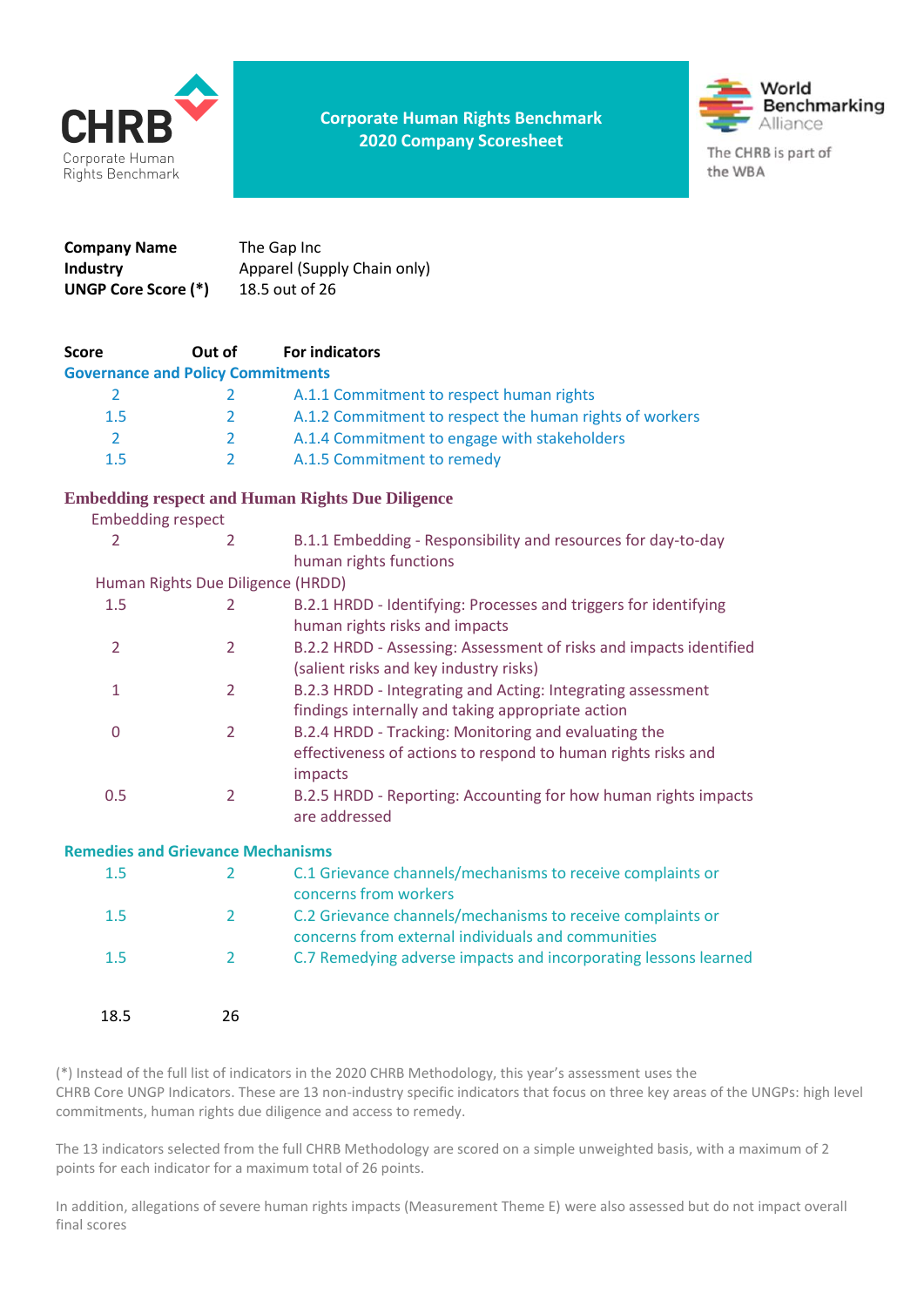CHRB
Corporate Human Rights Benchmark

# Corporate Human Rights Benchmark 2020 Company Scoresheet

World Benchmarking Alliance

The CHRB is part of the WBA

| | |
|---|---|
| **Company Name** | The Gap Inc |
| **Industry** | Apparel (Supply Chain only) |
| **UNGP Core Score (*)** | 18.5 out of 26 |

| Score | Out of | For indicators |
|---|---|---|
| **Governance and Policy Commitments** | | |
| 2 | 2 | A.1.1 Commitment to respect human rights |
| 1.5 | 2 | A.1.2 Commitment to respect the human rights of workers |
| 2 | 2 | A.1.4 Commitment to engage with stakeholders |
| 1.5 | 2 | A.1.5 Commitment to remedy |
| **Embedding respect and Human Rights Due Diligence** | | |
| Embedding respect | | |
| 2 | 2 | B.1.1 Embedding - Responsibility and resources for day-to-day human rights functions |
| Human Rights Due Diligence (HRDD) | | |
| 1.5 | 2 | B.2.1 HRDD - Identifying: Processes and triggers for identifying human rights risks and impacts |
| 2 | 2 | B.2.2 HRDD - Assessing: Assessment of risks and impacts identified (salient risks and key industry risks) |
| 1 | 2 | B.2.3 HRDD - Integrating and Acting: Integrating assessment findings internally and taking appropriate action |
| 0 | 2 | B.2.4 HRDD - Tracking: Monitoring and evaluating the effectiveness of actions to respond to human rights risks and impacts |
| 0.5 | 2 | B.2.5 HRDD - Reporting: Accounting for how human rights impacts are addressed |
| **Remedies and Grievance Mechanisms** | | |
| 1.5 | 2 | C.1 Grievance channels/mechanisms to receive complaints or concerns from workers |
| 1.5 | 2 | C.2 Grievance channels/mechanisms to receive complaints or concerns from external individuals and communities |
| 1.5 | 2 | C.7 Remedying adverse impacts and incorporating lessons learned |
| 18.5 | 26 | |

(*) Instead of the full list of indicators in the 2020 CHRB Methodology, this year's assessment uses the CHRB Core UNGP Indicators. These are 13 non-industry specific indicators that focus on three key areas of the UNGPs: high level commitments, human rights due diligence and access to remedy.

The 13 indicators selected from the full CHRB Methodology are scored on a simple unweighted basis, with a maximum of 2 points for each indicator for a maximum total of 26 points.

In addition, allegations of severe human rights impacts (Measurement Theme E) were also assessed but do not impact overall final scores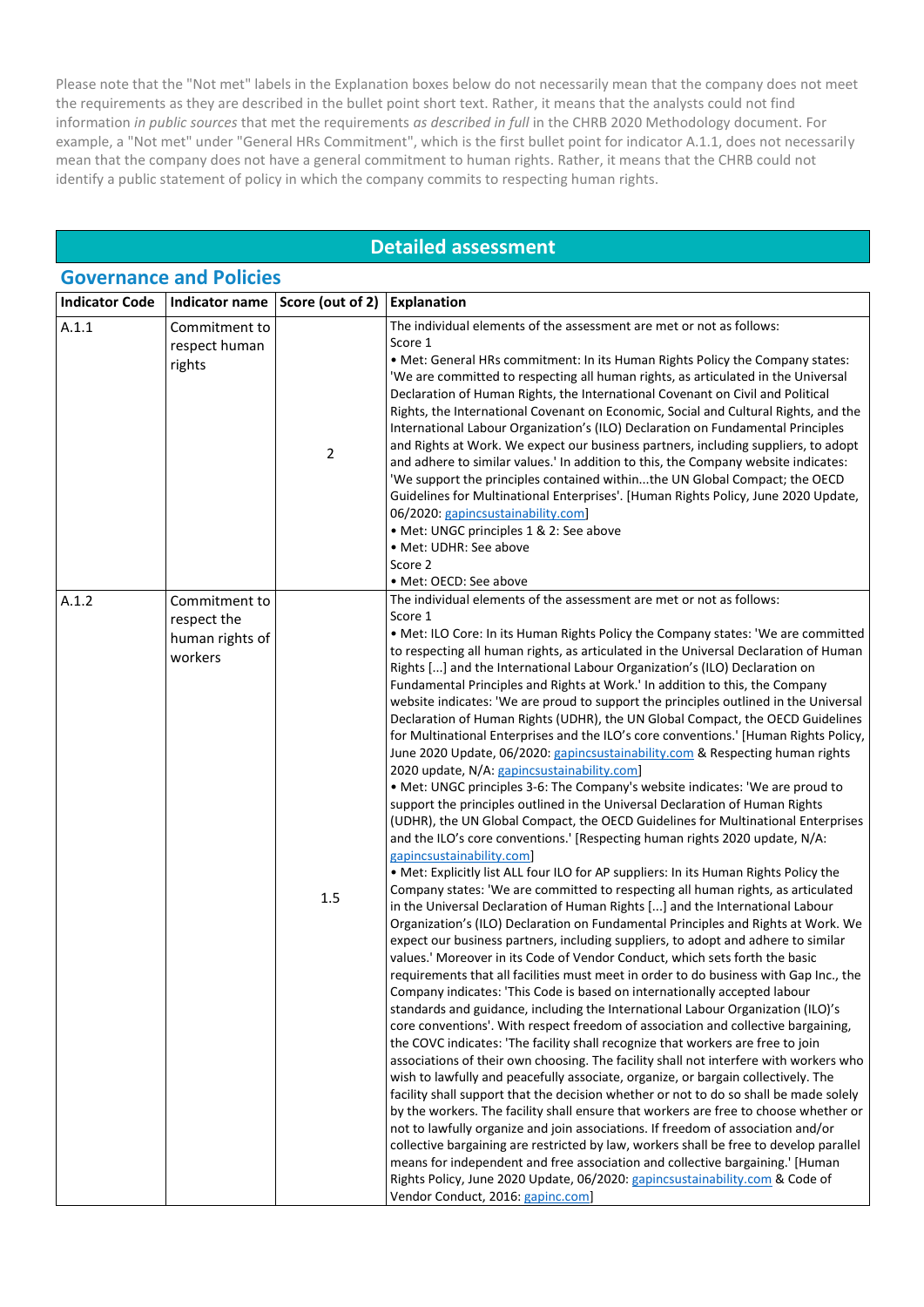Please note that the "Not met" labels in the Explanation boxes below do not necessarily mean that the company does not meet the requirements as they are described in the bullet point short text. Rather, it means that the analysts could not find information *in public sources* that met the requirements *as described in full* in the CHRB 2020 Methodology document. For example, a "Not met" under "General HRs Commitment", which is the first bullet point for indicator A.1.1, does not necessarily mean that the company does not have a general commitment to human rights. Rather, it means that the CHRB could not identify a public statement of policy in which the company commits to respecting human rights.

## Detailed assessment

### Governance and Policies

| Indicator Code | Indicator name | Score (out of 2) | Explanation |
|---|---|---|---|
| A.1.1 | Commitment to respect human rights | 2 | The individual elements of the assessment are met or not as follows:<br>Score 1<br>• Met: General HRs commitment: In its Human Rights Policy the Company states: 'We are committed to respecting all human rights, as articulated in the Universal Declaration of Human Rights, the International Covenant on Civil and Political Rights, the International Covenant on Economic, Social and Cultural Rights, and the International Labour Organization's (ILO) Declaration on Fundamental Principles and Rights at Work. We expect our business partners, including suppliers, to adopt and adhere to similar values.' In addition to this, the Company website indicates: 'We support the principles contained within...the UN Global Compact; the OECD Guidelines for Multinational Enterprises'. [Human Rights Policy, June 2020 Update, 06/2020: gapincsustainability.com]<br>• Met: UNGC principles 1 & 2: See above<br>• Met: UDHR: See above<br>Score 2<br>• Met: OECD: See above |
| A.1.2 | Commitment to respect the human rights of workers | 1.5 | The individual elements of the assessment are met or not as follows:<br>Score 1<br>• Met: ILO Core: In its Human Rights Policy the Company states: 'We are committed to respecting all human rights, as articulated in the Universal Declaration of Human Rights [...] and the International Labour Organization's (ILO) Declaration on Fundamental Principles and Rights at Work.' In addition to this, the Company website indicates: 'We are proud to support the principles outlined in the Universal Declaration of Human Rights (UDHR), the UN Global Compact, the OECD Guidelines for Multinational Enterprises and the ILO's core conventions.' [Human Rights Policy, June 2020 Update, 06/2020: gapincsustainability.com & Respecting human rights 2020 update, N/A: gapincsustainability.com]<br>• Met: UNGC principles 3-6: The Company's website indicates: 'We are proud to support the principles outlined in the Universal Declaration of Human Rights (UDHR), the UN Global Compact, the OECD Guidelines for Multinational Enterprises and the ILO's core conventions.' [Respecting human rights 2020 update, N/A: gapincsustainability.com]<br>• Met: Explicitly list ALL four ILO for AP suppliers: In its Human Rights Policy the Company states: 'We are committed to respecting all human rights, as articulated in the Universal Declaration of Human Rights [...] and the International Labour Organization's (ILO) Declaration on Fundamental Principles and Rights at Work. We expect our business partners, including suppliers, to adopt and adhere to similar values.' Moreover in its Code of Vendor Conduct, which sets forth the basic requirements that all facilities must meet in order to do business with Gap Inc., the Company indicates: 'This Code is based on internationally accepted labour standards and guidance, including the International Labour Organization (ILO)'s core conventions'. With respect freedom of association and collective bargaining, the COVC indicates: 'The facility shall recognize that workers are free to join associations of their own choosing. The facility shall not interfere with workers who wish to lawfully and peacefully associate, organize, or bargain collectively. The facility shall support that the decision whether or not to do so shall be made solely by the workers. The facility shall ensure that workers are free to choose whether or not to lawfully organize and join associations. If freedom of association and/or collective bargaining are restricted by law, workers shall be free to develop parallel means for independent and free association and collective bargaining.' [Human Rights Policy, June 2020 Update, 06/2020: gapincsustainability.com & Code of Vendor Conduct, 2016: gapinc.com] |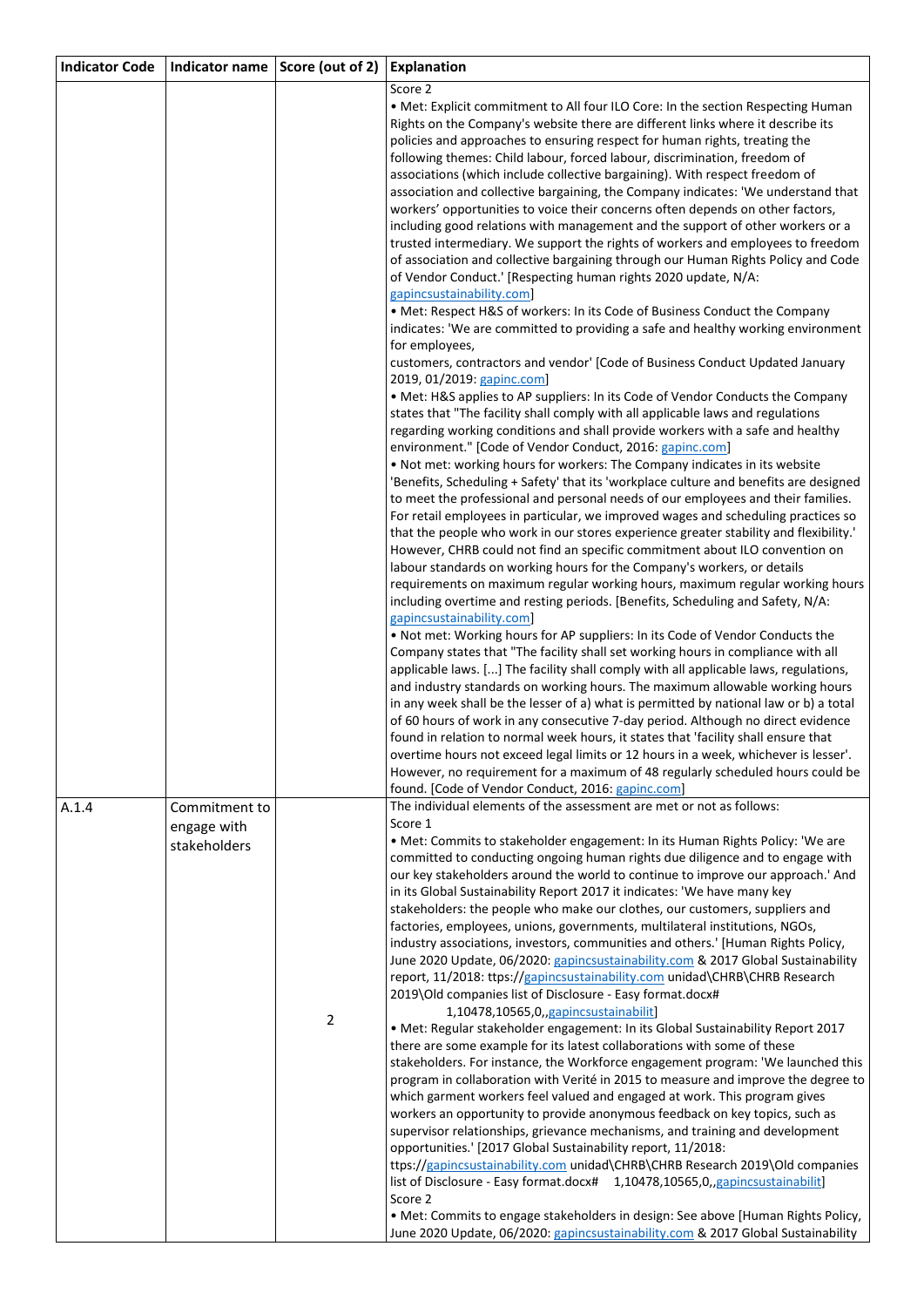| Indicator Code | Indicator name | Score (out of 2) | Explanation |
|---|---|---|---|
| | | | Score 2<br>• Met: Explicit commitment to All four ILO Core: In the section Respecting Human Rights on the Company's website there are different links where it describe its policies and approaches to ensuring respect for human rights, treating the following themes: Child labour, forced labour, discrimination, freedom of associations (which include collective bargaining). With respect freedom of association and collective bargaining, the Company indicates: 'We understand that workers' opportunities to voice their concerns often depends on other factors, including good relations with management and the support of other workers or a trusted intermediary. We support the rights of workers and employees to freedom of association and collective bargaining through our Human Rights Policy and Code of Vendor Conduct.' [Respecting human rights 2020 update, N/A: gapincsustainability.com]<br>• Met: Respect H&S of workers: In its Code of Business Conduct the Company indicates: 'We are committed to providing a safe and healthy working environment for employees,<br>customers, contractors and vendor' [Code of Business Conduct Updated January 2019, 01/2019: gapinc.com]<br>• Met: H&S applies to AP suppliers: In its Code of Vendor Conducts the Company states that "The facility shall comply with all applicable laws and regulations regarding working conditions and shall provide workers with a safe and healthy environment." [Code of Vendor Conduct, 2016: gapinc.com]<br>• Not met: working hours for workers: The Company indicates in its website 'Benefits, Scheduling + Safety' that its 'workplace culture and benefits are designed to meet the professional and personal needs of our employees and their families. For retail employees in particular, we improved wages and scheduling practices so that the people who work in our stores experience greater stability and flexibility.' However, CHRB could not find an specific commitment about ILO convention on labour standards on working hours for the Company's workers, or details requirements on maximum regular working hours, maximum regular working hours including overtime and resting periods. [Benefits, Scheduling and Safety, N/A: gapincsustainability.com]<br>• Not met: Working hours for AP suppliers: In its Code of Vendor Conducts the Company states that "The facility shall set working hours in compliance with all applicable laws. [...] The facility shall comply with all applicable laws, regulations, and industry standards on working hours. The maximum allowable working hours in any week shall be the lesser of a) what is permitted by national law or b) a total of 60 hours of work in any consecutive 7-day period. Although no direct evidence found in relation to normal week hours, it states that 'facility shall ensure that overtime hours not exceed legal limits or 12 hours in a week, whichever is lesser'. However, no requirement for a maximum of 48 regularly scheduled hours could be found. [Code of Vendor Conduct, 2016: gapinc.com] |
| A.1.4 | Commitment to engage with stakeholders | 2 | The individual elements of the assessment are met or not as follows:<br>Score 1<br>• Met: Commits to stakeholder engagement: In its Human Rights Policy: 'We are committed to conducting ongoing human rights due diligence and to engage with our key stakeholders around the world to continue to improve our approach.' And in its Global Sustainability Report 2017 it indicates: 'We have many key stakeholders: the people who make our clothes, our customers, suppliers and factories, employees, unions, governments, multilateral institutions, NGOs, industry associations, investors, communities and others.' [Human Rights Policy, June 2020 Update, 06/2020: gapincsustainability.com & 2017 Global Sustainability report, 11/2018: ttps://gapincsustainability.com unidad\CHRB\CHRB Research 2019\Old companies list of Disclosure - Easy format.docx# 1,10478,10565,0,,gapincsustainabilit]<br>• Met: Regular stakeholder engagement: In its Global Sustainability Report 2017 there are some example for its latest collaborations with some of these stakeholders. For instance, the Workforce engagement program: 'We launched this program in collaboration with Verité in 2015 to measure and improve the degree to which garment workers feel valued and engaged at work. This program gives workers an opportunity to provide anonymous feedback on key topics, such as supervisor relationships, grievance mechanisms, and training and development opportunities.' [2017 Global Sustainability report, 11/2018: ttps://gapincsustainability.com unidad\CHRB\CHRB Research 2019\Old companies list of Disclosure - Easy format.docx# 1,10478,10565,0,,gapincsustainabilit]<br>Score 2<br>• Met: Commits to engage stakeholders in design: See above [Human Rights Policy, June 2020 Update, 06/2020: gapincsustainability.com & 2017 Global Sustainability |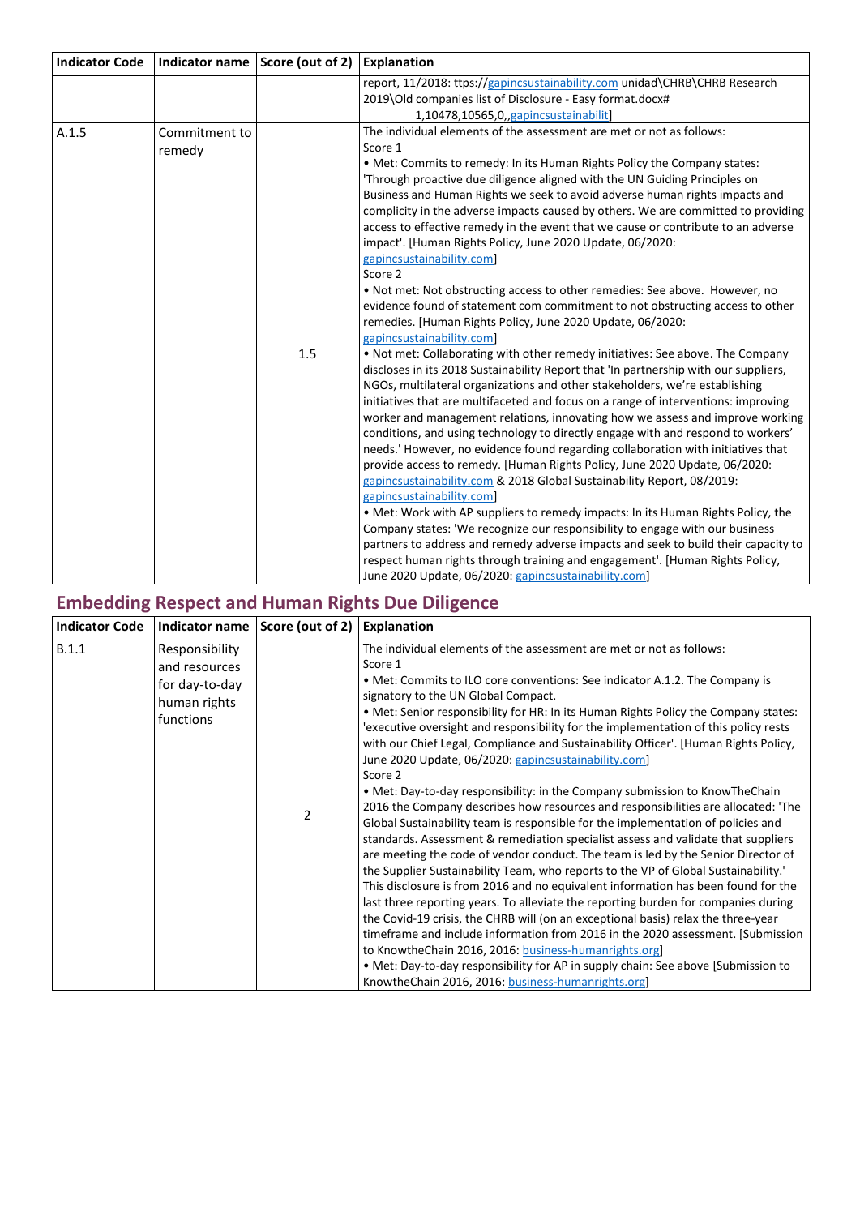| Indicator Code | Indicator name | Score (out of 2) | Explanation |
|---|---|---|---|
| | | | report, 11/2018: ttps://gapincsustainability.com unidad\CHRB\CHRB Research 2019\Old companies list of Disclosure - Easy format.docx# 1,10478,10565,0,,gapincsustainabilit] |
| A.1.5 | Commitment to remedy | 1.5 | The individual elements of the assessment are met or not as follows:<br>Score 1<br>• Met: Commits to remedy: In its Human Rights Policy the Company states: 'Through proactive due diligence aligned with the UN Guiding Principles on Business and Human Rights we seek to avoid adverse human rights impacts and complicity in the adverse impacts caused by others. We are committed to providing access to effective remedy in the event that we cause or contribute to an adverse impact'. [Human Rights Policy, June 2020 Update, 06/2020: gapincsustainability.com]<br>Score 2<br>• Not met: Not obstructing access to other remedies: See above. However, no evidence found of statement com commitment to not obstructing access to other remedies. [Human Rights Policy, June 2020 Update, 06/2020: gapincsustainability.com]<br>• Not met: Collaborating with other remedy initiatives: See above. The Company discloses in its 2018 Sustainability Report that 'In partnership with our suppliers, NGOs, multilateral organizations and other stakeholders, we're establishing initiatives that are multifaceted and focus on a range of interventions: improving worker and management relations, innovating how we assess and improve working conditions, and using technology to directly engage with and respond to workers' needs.' However, no evidence found regarding collaboration with initiatives that provide access to remedy. [Human Rights Policy, June 2020 Update, 06/2020: gapincsustainability.com & 2018 Global Sustainability Report, 08/2019: gapincsustainability.com]<br>• Met: Work with AP suppliers to remedy impacts: In its Human Rights Policy, the Company states: 'We recognize our responsibility to engage with our business partners to address and remedy adverse impacts and seek to build their capacity to respect human rights through training and engagement'. [Human Rights Policy, June 2020 Update, 06/2020: gapincsustainability.com] |

## Embedding Respect and Human Rights Due Diligence

| Indicator Code | Indicator name | Score (out of 2) | Explanation |
|---|---|---|---|
| B.1.1 | Responsibility and resources for day-to-day human rights functions | 2 | The individual elements of the assessment are met or not as follows:<br>Score 1<br>• Met: Commits to ILO core conventions: See indicator A.1.2. The Company is signatory to the UN Global Compact.<br>• Met: Senior responsibility for HR: In its Human Rights Policy the Company states: 'executive oversight and responsibility for the implementation of this policy rests with our Chief Legal, Compliance and Sustainability Officer'. [Human Rights Policy, June 2020 Update, 06/2020: gapincsustainability.com]<br>Score 2<br>• Met: Day-to-day responsibility: in the Company submission to KnowTheChain 2016 the Company describes how resources and responsibilities are allocated: 'The Global Sustainability team is responsible for the implementation of policies and standards. Assessment & remediation specialist assess and validate that suppliers are meeting the code of vendor conduct. The team is led by the Senior Director of the Supplier Sustainability Team, who reports to the VP of Global Sustainability.' This disclosure is from 2016 and no equivalent information has been found for the last three reporting years. To alleviate the reporting burden for companies during the Covid-19 crisis, the CHRB will (on an exceptional basis) relax the three-year timeframe and include information from 2016 in the 2020 assessment. [Submission to KnowtheChain 2016, 2016: business-humanrights.org]<br>• Met: Day-to-day responsibility for AP in supply chain: See above [Submission to KnowtheChain 2016, 2016: business-humanrights.org] |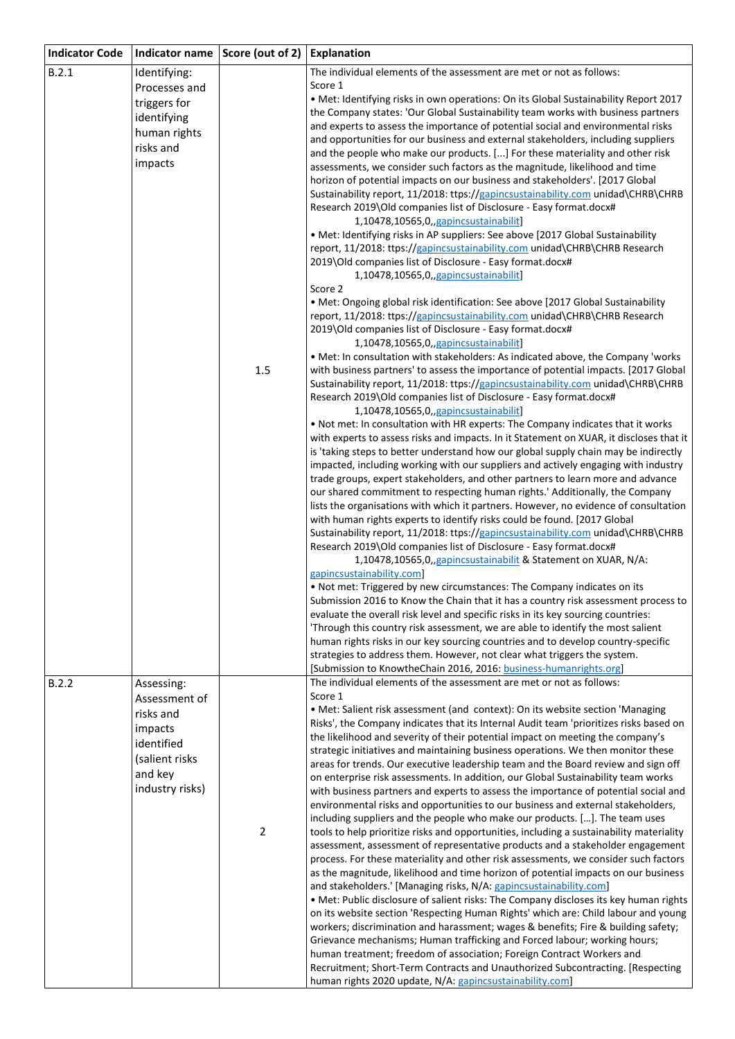| Indicator Code | Indicator name | Score (out of 2) | Explanation |
|---|---|---|---|
| B.2.1 | Identifying: Processes and triggers for identifying human rights risks and impacts | 1.5 | The individual elements of the assessment are met or not as follows:<br>Score 1<br>• Met: Identifying risks in own operations: On its Global Sustainability Report 2017 the Company states: 'Our Global Sustainability team works with business partners and experts to assess the importance of potential social and environmental risks and opportunities for our business and external stakeholders, including suppliers and the people who make our products. [...] For these materiality and other risk assessments, we consider such factors as the magnitude, likelihood and time horizon of potential impacts on our business and stakeholders'. [2017 Global Sustainability report, 11/2018: ttps://gapincsustainability.com unidad\CHRB\CHRB Research 2019\Old companies list of Disclosure - Easy format.docx# 1,10478,10565,0,,gapincsustainabilit]<br>• Met: Identifying risks in AP suppliers: See above [2017 Global Sustainability report, 11/2018: ttps://gapincsustainability.com unidad\CHRB\CHRB Research 2019\Old companies list of Disclosure - Easy format.docx# 1,10478,10565,0,,gapincsustainabilit]<br>Score 2<br>• Met: Ongoing global risk identification: See above [2017 Global Sustainability report, 11/2018: ttps://gapincsustainability.com unidad\CHRB\CHRB Research 2019\Old companies list of Disclosure - Easy format.docx# 1,10478,10565,0,,gapincsustainabilit]<br>• Met: In consultation with stakeholders: As indicated above, the Company 'works with business partners' to assess the importance of potential impacts. [2017 Global Sustainability report, 11/2018: ttps://gapincsustainability.com unidad\CHRB\CHRB Research 2019\Old companies list of Disclosure - Easy format.docx# 1,10478,10565,0,,gapincsustainabilit]<br>• Not met: In consultation with HR experts: The Company indicates that it works with experts to assess risks and impacts. In it Statement on XUAR, it discloses that it is 'taking steps to better understand how our global supply chain may be indirectly impacted, including working with our suppliers and actively engaging with industry trade groups, expert stakeholders, and other partners to learn more and advance our shared commitment to respecting human rights.' Additionally, the Company lists the organisations with which it partners. However, no evidence of consultation with human rights experts to identify risks could be found. [2017 Global Sustainability report, 11/2018: ttps://gapincsustainability.com unidad\CHRB\CHRB Research 2019\Old companies list of Disclosure - Easy format.docx# 1,10478,10565,0,,gapincsustainabilit & Statement on XUAR, N/A: gapincsustainability.com]<br>• Not met: Triggered by new circumstances: The Company indicates on its Submission 2016 to Know the Chain that it has a country risk assessment process to evaluate the overall risk level and specific risks in its key sourcing countries: 'Through this country risk assessment, we are able to identify the most salient human rights risks in our key sourcing countries and to develop country-specific strategies to address them. However, not clear what triggers the system. [Submission to KnowtheChain 2016, 2016: business-humanrights.org] |
| B.2.2 | Assessing: Assessment of risks and impacts identified (salient risks and key industry risks) | 2 | The individual elements of the assessment are met or not as follows:<br>Score 1<br>• Met: Salient risk assessment (and context): On its website section 'Managing Risks', the Company indicates that its Internal Audit team 'prioritizes risks based on the likelihood and severity of their potential impact on meeting the company's strategic initiatives and maintaining business operations. We then monitor these areas for trends. Our executive leadership team and the Board review and sign off on enterprise risk assessments. In addition, our Global Sustainability team works with business partners and experts to assess the importance of potential social and environmental risks and opportunities to our business and external stakeholders, including suppliers and the people who make our products. [...]. The team uses tools to help prioritize risks and opportunities, including a sustainability materiality assessment, assessment of representative products and a stakeholder engagement process. For these materiality and other risk assessments, we consider such factors as the magnitude, likelihood and time horizon of potential impacts on our business and stakeholders.' [Managing risks, N/A: gapincsustainability.com]<br>• Met: Public disclosure of salient risks: The Company discloses its key human rights on its website section 'Respecting Human Rights' which are: Child labour and young workers; discrimination and harassment; wages & benefits; Fire & building safety; Grievance mechanisms; Human trafficking and Forced labour; working hours; human treatment; freedom of association; Foreign Contract Workers and Recruitment; Short-Term Contracts and Unauthorized Subcontracting. [Respecting human rights 2020 update, N/A: gapincsustainability.com] |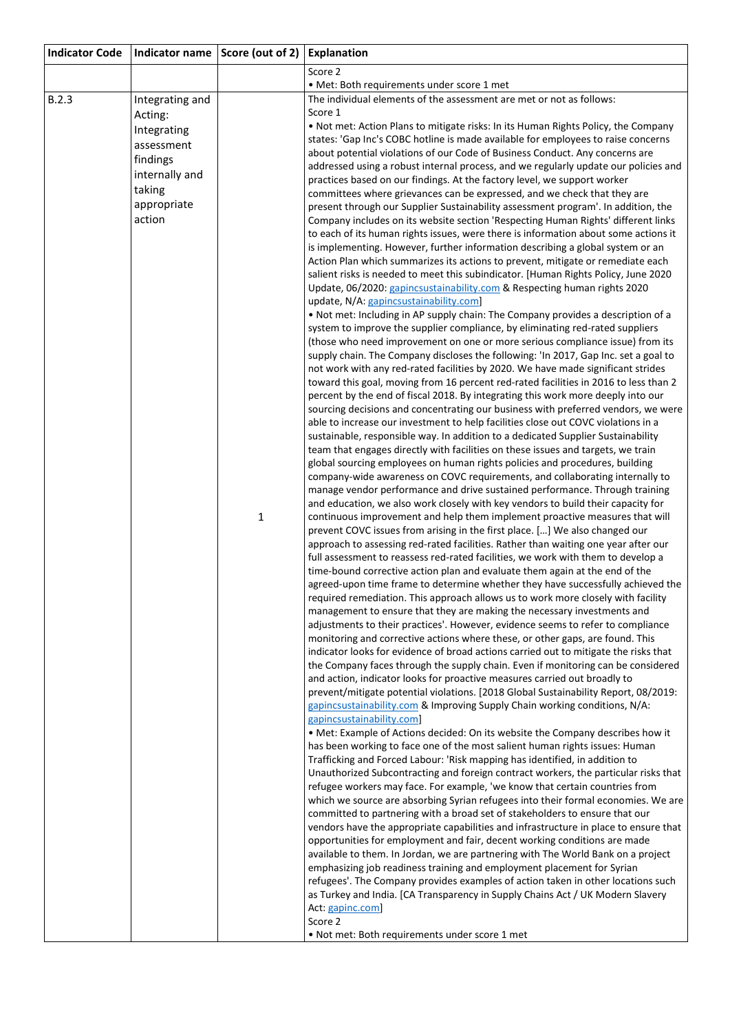| Indicator Code | Indicator name | Score (out of 2) | Explanation |
|---|---|---|---|
| | | | Score 2<br>• Met: Both requirements under score 1 met |
| B.2.3 | Integrating and Acting: Integrating assessment findings internally and taking appropriate action | 1 | The individual elements of the assessment are met or not as follows:<br>Score 1<br>• Not met: Action Plans to mitigate risks: In its Human Rights Policy, the Company states: 'Gap Inc's COBC hotline is made available for employees to raise concerns about potential violations of our Code of Business Conduct. Any concerns are addressed using a robust internal process, and we regularly update our policies and practices based on our findings. At the factory level, we support worker committees where grievances can be expressed, and we check that they are present through our Supplier Sustainability assessment program'. In addition, the Company includes on its website section 'Respecting Human Rights' different links to each of its human rights issues, were there is information about some actions it is implementing. However, further information describing a global system or an Action Plan which summarizes its actions to prevent, mitigate or remediate each salient risks is needed to meet this subindicator. [Human Rights Policy, June 2020 Update, 06/2020: gapincsustainability.com & Respecting human rights 2020 update, N/A: gapincsustainability.com]<br>• Not met: Including in AP supply chain: The Company provides a description of a system to improve the supplier compliance, by eliminating red-rated suppliers (those who need improvement on one or more serious compliance issue) from its supply chain. The Company discloses the following: 'In 2017, Gap Inc. set a goal to not work with any red-rated facilities by 2020. We have made significant strides toward this goal, moving from 16 percent red-rated facilities in 2016 to less than 2 percent by the end of fiscal 2018. By integrating this work more deeply into our sourcing decisions and concentrating our business with preferred vendors, we were able to increase our investment to help facilities close out COVC violations in a sustainable, responsible way. In addition to a dedicated Supplier Sustainability team that engages directly with facilities on these issues and targets, we train global sourcing employees on human rights policies and procedures, building company-wide awareness on COVC requirements, and collaborating internally to manage vendor performance and drive sustained performance. Through training and education, we also work closely with key vendors to build their capacity for continuous improvement and help them implement proactive measures that will prevent COVC issues from arising in the first place. […] We also changed our approach to assessing red-rated facilities. Rather than waiting one year after our full assessment to reassess red-rated facilities, we work with them to develop a time-bound corrective action plan and evaluate them again at the end of the agreed-upon time frame to determine whether they have successfully achieved the required remediation. This approach allows us to work more closely with facility management to ensure that they are making the necessary investments and adjustments to their practices'. However, evidence seems to refer to compliance monitoring and corrective actions where these, or other gaps, are found. This indicator looks for evidence of broad actions carried out to mitigate the risks that the Company faces through the supply chain. Even if monitoring can be considered and action, indicator looks for proactive measures carried out broadly to prevent/mitigate potential violations. [2018 Global Sustainability Report, 08/2019: gapincsustainability.com & Improving Supply Chain working conditions, N/A: gapincsustainability.com]<br>• Met: Example of Actions decided: On its website the Company describes how it has been working to face one of the most salient human rights issues: Human Trafficking and Forced Labour: 'Risk mapping has identified, in addition to Unauthorized Subcontracting and foreign contract workers, the particular risks that refugee workers may face. For example, 'we know that certain countries from which we source are absorbing Syrian refugees into their formal economies. We are committed to partnering with a broad set of stakeholders to ensure that our vendors have the appropriate capabilities and infrastructure in place to ensure that opportunities for employment and fair, decent working conditions are made available to them. In Jordan, we are partnering with The World Bank on a project emphasizing job readiness training and employment placement for Syrian refugees'. The Company provides examples of action taken in other locations such as Turkey and India. [CA Transparency in Supply Chains Act / UK Modern Slavery Act: gapinc.com]<br>Score 2<br>• Not met: Both requirements under score 1 met |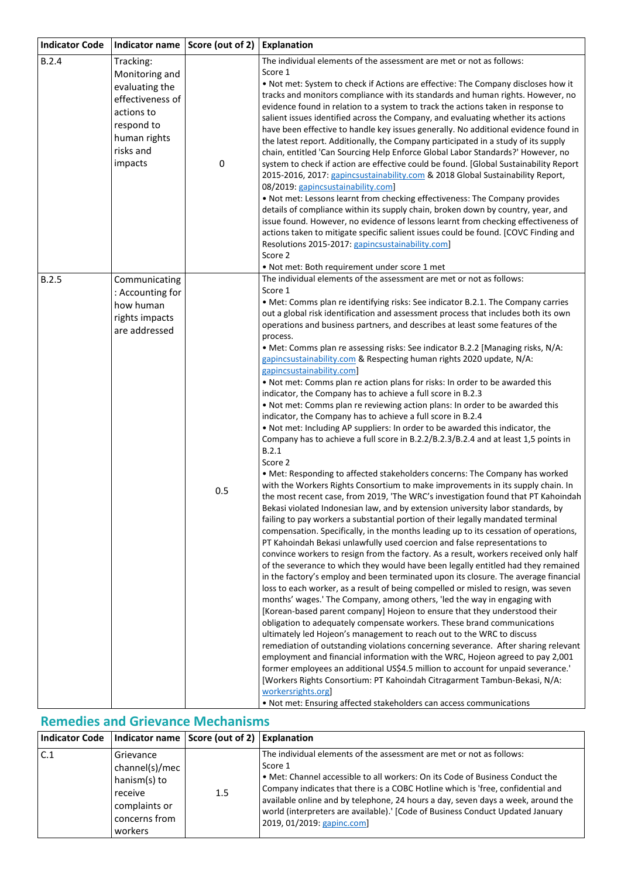| Indicator Code | Indicator name | Score (out of 2) | Explanation |
|---|---|---|---|
| B.2.4 | Tracking: Monitoring and evaluating the effectiveness of actions to respond to human rights risks and impacts | 0 | The individual elements of the assessment are met or not as follows:<br>Score 1<br>• Not met: System to check if Actions are effective: The Company discloses how it tracks and monitors compliance with its standards and human rights. However, no evidence found in relation to a system to track the actions taken in response to salient issues identified across the Company, and evaluating whether its actions have been effective to handle key issues generally. No additional evidence found in the latest report. Additionally, the Company participated in a study of its supply chain, entitled 'Can Sourcing Help Enforce Global Labor Standards?' However, no system to check if action are effective could be found. [Global Sustainability Report 2015-2016, 2017: gapincsustainability.com & 2018 Global Sustainability Report, 08/2019: gapincsustainability.com]<br>• Not met: Lessons learnt from checking effectiveness: The Company provides details of compliance within its supply chain, broken down by country, year, and issue found. However, no evidence of lessons learnt from checking effectiveness of actions taken to mitigate specific salient issues could be found. [COVC Finding and Resolutions 2015-2017: gapincsustainability.com]<br>Score 2<br>• Not met: Both requirement under score 1 met |
| B.2.5 | Communicating: Accounting for how human rights impacts are addressed | 0.5 | The individual elements of the assessment are met or not as follows:<br>Score 1<br>• Met: Comms plan re identifying risks: See indicator B.2.1. The Company carries out a global risk identification and assessment process that includes both its own operations and business partners, and describes at least some features of the process.<br>• Met: Comms plan re assessing risks: See indicator B.2.2 [Managing risks, N/A: gapincsustainability.com & Respecting human rights 2020 update, N/A: gapincsustainability.com]<br>• Not met: Comms plan re action plans for risks: In order to be awarded this indicator, the Company has to achieve a full score in B.2.3<br>• Not met: Comms plan re reviewing action plans: In order to be awarded this indicator, the Company has to achieve a full score in B.2.4<br>• Not met: Including AP suppliers: In order to be awarded this indicator, the Company has to achieve a full score in B.2.2/B.2.3/B.2.4 and at least 1,5 points in B.2.1<br>Score 2<br>• Met: Responding to affected stakeholders concerns: The Company has worked with the Workers Rights Consortium to make improvements in its supply chain. In the most recent case, from 2019, 'The WRC's investigation found that PT Kahoindah Bekasi violated Indonesian law, and by extension university labor standards, by failing to pay workers a substantial portion of their legally mandated terminal compensation. Specifically, in the months leading up to its cessation of operations, PT Kahoindah Bekasi unlawfully used coercion and false representations to convince workers to resign from the factory. As a result, workers received only half of the severance to which they would have been legally entitled had they remained in the factory's employ and been terminated upon its closure. The average financial loss to each worker, as a result of being compelled or misled to resign, was seven months' wages.' The Company, among others, 'led the way in engaging with [Korean-based parent company] Hojeon to ensure that they understood their obligation to adequately compensate workers. These brand communications ultimately led Hojeon's management to reach out to the WRC to discuss remediation of outstanding violations concerning severance. After sharing relevant employment and financial information with the WRC, Hojeon agreed to pay 2,001 former employees an additional US$4.5 million to account for unpaid severance.' [Workers Rights Consortium: PT Kahoindah Citragarment Tambun-Bekasi, N/A: workersrights.org]<br>• Not met: Ensuring affected stakeholders can access communications |

## Remedies and Grievance Mechanisms

| Indicator Code | Indicator name | Score (out of 2) | Explanation |
|---|---|---|---|
| C.1 | Grievance channel(s)/mechanism(s) to receive complaints or concerns from workers | 1.5 | The individual elements of the assessment are met or not as follows:<br>Score 1<br>• Met: Channel accessible to all workers: On its Code of Business Conduct the Company indicates that there is a COBC Hotline which is 'free, confidential and available online and by telephone, 24 hours a day, seven days a week, around the world (interpreters are available).' [Code of Business Conduct Updated January 2019, 01/2019: gapinc.com] |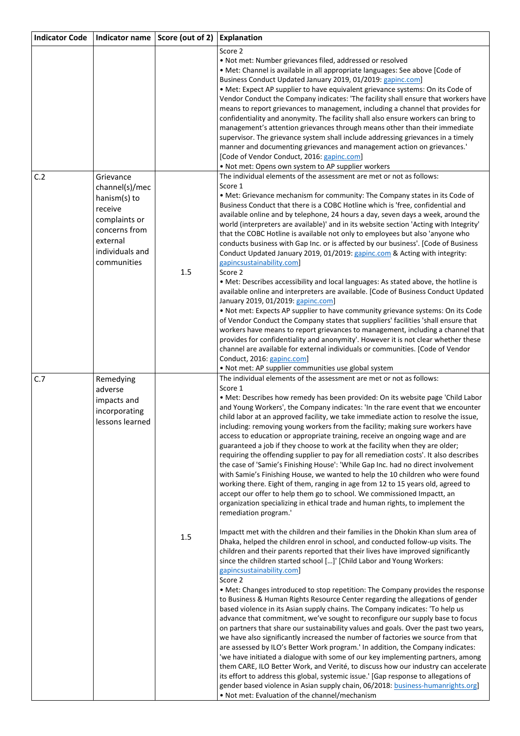| Indicator Code | Indicator name | Score (out of 2) | Explanation |
|---|---|---|---|
| | | | Score 2<br>• Not met: Number grievances filed, addressed or resolved<br>• Met: Channel is available in all appropriate languages: See above [Code of Business Conduct Updated January 2019, 01/2019: gapinc.com]<br>• Met: Expect AP supplier to have equivalent grievance systems: On its Code of Vendor Conduct the Company indicates: 'The facility shall ensure that workers have means to report grievances to management, including a channel that provides for confidentiality and anonymity. The facility shall also ensure workers can bring to management's attention grievances through means other than their immediate supervisor. The grievance system shall include addressing grievances in a timely manner and documenting grievances and management action on grievances.' [Code of Vendor Conduct, 2016: gapinc.com]<br>• Not met: Opens own system to AP supplier workers |
| C.2 | Grievance channel(s)/mechanism(s) to receive complaints or concerns from external individuals and communities | 1.5 | The individual elements of the assessment are met or not as follows:<br>Score 1<br>• Met: Grievance mechanism for community: The Company states in its Code of Business Conduct that there is a COBC Hotline which is 'free, confidential and available online and by telephone, 24 hours a day, seven days a week, around the world (interpreters are available)' and in its website section 'Acting with Integrity' that the COBC Hotline is available not only to employees but also 'anyone who conducts business with Gap Inc. or is affected by our business'. [Code of Business Conduct Updated January 2019, 01/2019: gapinc.com & Acting with integrity: gapincsustainability.com]<br>Score 2<br>• Met: Describes accessibility and local languages: As stated above, the hotline is available online and interpreters are available. [Code of Business Conduct Updated January 2019, 01/2019: gapinc.com]<br>• Not met: Expects AP supplier to have community grievance systems: On its Code of Vendor Conduct the Company states that suppliers' facilities 'shall ensure that workers have means to report grievances to management, including a channel that provides for confidentiality and anonymity'. However it is not clear whether these channel are available for external individuals or communities. [Code of Vendor Conduct, 2016: gapinc.com]<br>• Not met: AP supplier communities use global system |
| C.7 | Remedying adverse impacts and incorporating lessons learned | 1.5 | The individual elements of the assessment are met or not as follows:<br>Score 1<br>• Met: Describes how remedy has been provided: On its website page 'Child Labor and Young Workers', the Company indicates: 'In the rare event that we encounter child labor at an approved facility, we take immediate action to resolve the issue, including: removing young workers from the facility; making sure workers have access to education or appropriate training, receive an ongoing wage and are guaranteed a job if they choose to work at the facility when they are older; requiring the offending supplier to pay for all remediation costs'. It also describes the case of 'Samie's Finishing House': 'While Gap Inc. had no direct involvement with Samie's Finishing House, we wanted to help the 10 children who were found working there. Eight of them, ranging in age from 12 to 15 years old, agreed to accept our offer to help them go to school. We commissioned Impactt, an organization specializing in ethical trade and human rights, to implement the remediation program.'<br><br>Impactt met with the children and their families in the Dhokin Khan slum area of Dhaka, helped the children enrol in school, and conducted follow-up visits. The children and their parents reported that their lives have improved significantly since the children started school […]' [Child Labor and Young Workers: gapincsustainability.com]<br>Score 2<br>• Met: Changes introduced to stop repetition: The Company provides the response to Business & Human Rights Resource Center regarding the allegations of gender based violence in its Asian supply chains. The Company indicates: 'To help us advance that commitment, we've sought to reconfigure our supply base to focus on partners that share our sustainability values and goals. Over the past two years, we have also significantly increased the number of factories we source from that are assessed by ILO's Better Work program.' In addition, the Company indicates: 'we have initiated a dialogue with some of our key implementing partners, among them CARE, ILO Better Work, and Verité, to discuss how our industry can accelerate its effort to address this global, systemic issue.' [Gap response to allegations of gender based violence in Asian supply chain, 06/2018: business-humanrights.org]<br>• Not met: Evaluation of the channel/mechanism |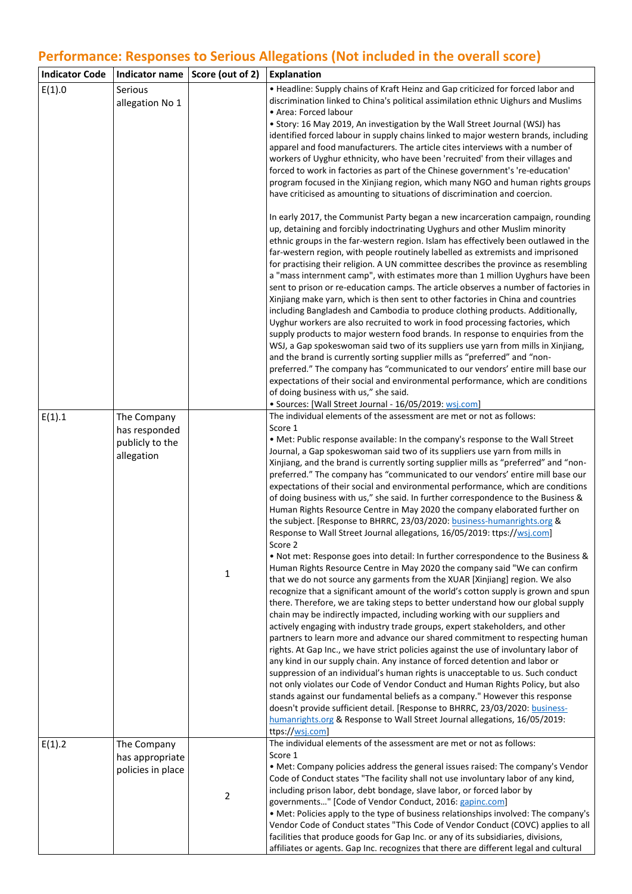## Performance: Responses to Serious Allegations (Not included in the overall score)

| Indicator Code | Indicator name | Score (out of 2) | Explanation |
|---|---|---|---|
| E(1).0 | Serious allegation No 1 | | • Headline: Supply chains of Kraft Heinz and Gap criticized for forced labor and discrimination linked to China's political assimilation ethnic Uighurs and Muslims<br>• Area: Forced labour<br>• Story: 16 May 2019, An investigation by the Wall Street Journal (WSJ) has identified forced labour in supply chains linked to major western brands, including apparel and food manufacturers. The article cites interviews with a number of workers of Uyghur ethnicity, who have been 'recruited' from their villages and forced to work in factories as part of the Chinese government's 're-education' program focused in the Xinjiang region, which many NGO and human rights groups have criticised as amounting to situations of discrimination and coercion.<br><br>In early 2017, the Communist Party began a new incarceration campaign, rounding up, detaining and forcibly indoctrinating Uyghurs and other Muslim minority ethnic groups in the far-western region. Islam has effectively been outlawed in the far-western region, with people routinely labelled as extremists and imprisoned for practising their religion. A UN committee describes the province as resembling a "mass internment camp", with estimates more than 1 million Uyghurs have been sent to prison or re-education camps. The article observes a number of factories in Xinjiang make yarn, which is then sent to other factories in China and countries including Bangladesh and Cambodia to produce clothing products. Additionally, Uyghur workers are also recruited to work in food processing factories, which supply products to major western food brands. In response to enquiries from the WSJ, a Gap spokeswoman said two of its suppliers use yarn from mills in Xinjiang, and the brand is currently sorting supplier mills as "preferred" and "non-preferred." The company has "communicated to our vendors' entire mill base our expectations of their social and environmental performance, which are conditions of doing business with us," she said.<br>• Sources: [Wall Street Journal - 16/05/2019: wsj.com] |
| E(1).1 | The Company has responded publicly to the allegation | 1 | The individual elements of the assessment are met or not as follows:<br>Score 1<br>• Met: Public response available: In the company's response to the Wall Street Journal, a Gap spokeswoman said two of its suppliers use yarn from mills in Xinjiang, and the brand is currently sorting supplier mills as "preferred" and "non-preferred." The company has "communicated to our vendors' entire mill base our expectations of their social and environmental performance, which are conditions of doing business with us," she said. In further correspondence to the Business & Human Rights Resource Centre in May 2020 the company elaborated further on the subject. [Response to BHRRC, 23/03/2020: business-humanrights.org & Response to Wall Street Journal allegations, 16/05/2019: ttps://wsj.com]<br>Score 2<br>• Not met: Response goes into detail: In further correspondence to the Business & Human Rights Resource Centre in May 2020 the company said "We can confirm that we do not source any garments from the XUAR [Xinjiang] region. We also recognize that a significant amount of the world's cotton supply is grown and spun there. Therefore, we are taking steps to better understand how our global supply chain may be indirectly impacted, including working with our suppliers and actively engaging with industry trade groups, expert stakeholders, and other partners to learn more and advance our shared commitment to respecting human rights. At Gap Inc., we have strict policies against the use of involuntary labor of any kind in our supply chain. Any instance of forced detention and labor or suppression of an individual's human rights is unacceptable to us. Such conduct not only violates our Code of Vendor Conduct and Human Rights Policy, but also stands against our fundamental beliefs as a company." However this response doesn't provide sufficient detail. [Response to BHRRC, 23/03/2020: business-humanrights.org & Response to Wall Street Journal allegations, 16/05/2019: ttps://wsj.com] |
| E(1).2 | The Company has appropriate policies in place | 2 | The individual elements of the assessment are met or not as follows:<br>Score 1<br>• Met: Company policies address the general issues raised: The company's Vendor Code of Conduct states "The facility shall not use involuntary labor of any kind, including prison labor, debt bondage, slave labor, or forced labor by governments..." [Code of Vendor Conduct, 2016: gapinc.com]<br>• Met: Policies apply to the type of business relationships involved: The company's Vendor Code of Conduct states "This Code of Vendor Conduct (COVC) applies to all facilities that produce goods for Gap Inc. or any of its subsidiaries, divisions, affiliates or agents. Gap Inc. recognizes that there are different legal and cultural |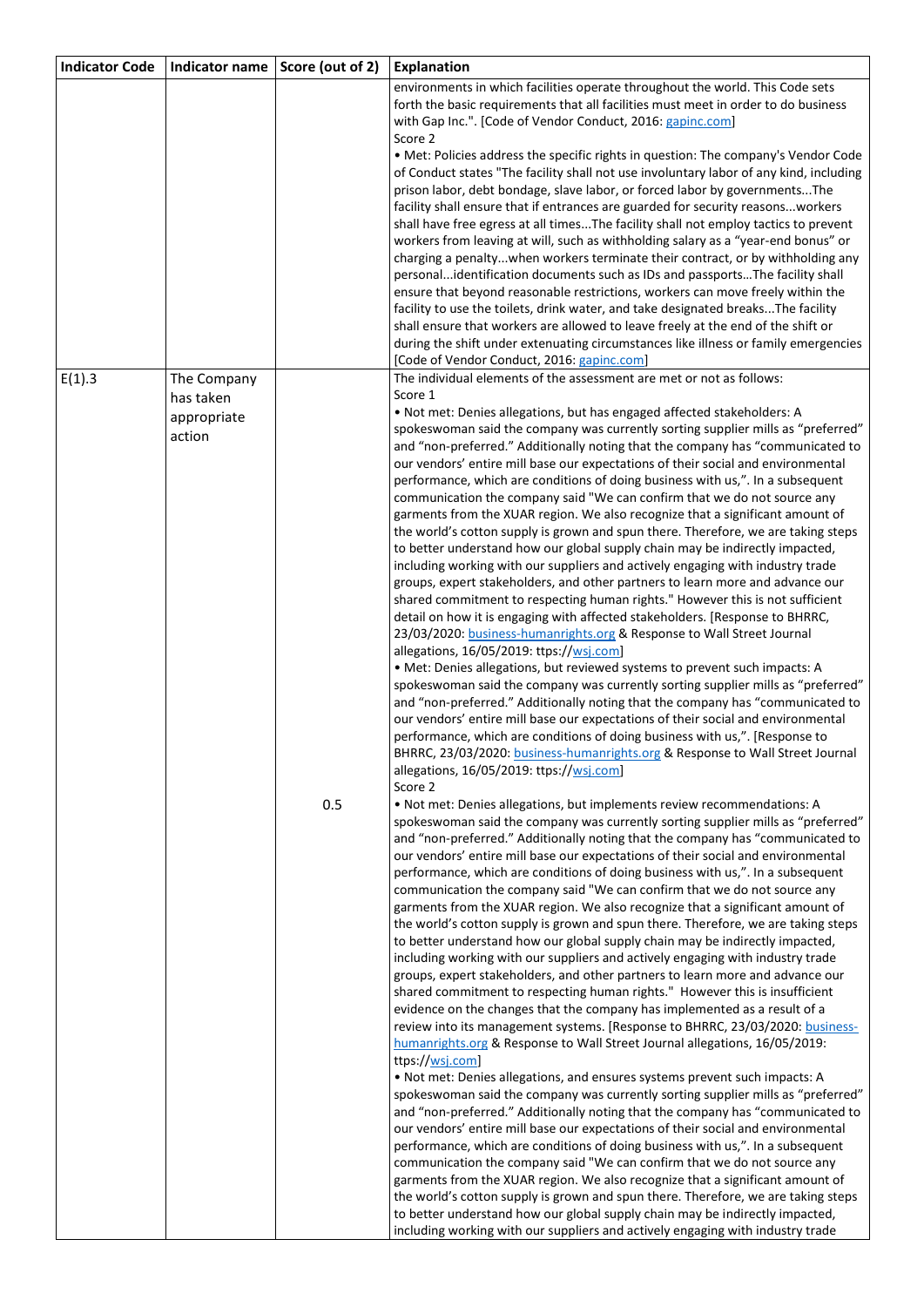| Indicator Code | Indicator name | Score (out of 2) | Explanation |
|---|---|---|---|
| | | | environments in which facilities operate throughout the world. This Code sets forth the basic requirements that all facilities must meet in order to do business with Gap Inc.". [Code of Vendor Conduct, 2016: gapinc.com]<br>Score 2<br>• Met: Policies address the specific rights in question: The company's Vendor Code of Conduct states "The facility shall not use involuntary labor of any kind, including prison labor, debt bondage, slave labor, or forced labor by governments...The facility shall ensure that if entrances are guarded for security reasons...workers shall have free egress at all times...The facility shall not employ tactics to prevent workers from leaving at will, such as withholding salary as a "year-end bonus" or charging a penalty...when workers terminate their contract, or by withholding any personal...identification documents such as IDs and passports…The facility shall ensure that beyond reasonable restrictions, workers can move freely within the facility to use the toilets, drink water, and take designated breaks...The facility shall ensure that workers are allowed to leave freely at the end of the shift or during the shift under extenuating circumstances like illness or family emergencies [Code of Vendor Conduct, 2016: gapinc.com] |
| E(1).3 | The Company has taken appropriate action | 0.5 | The individual elements of the assessment are met or not as follows:<br>Score 1<br>• Not met: Denies allegations, but has engaged affected stakeholders: A spokeswoman said the company was currently sorting supplier mills as "preferred" and "non-preferred." Additionally noting that the company has "communicated to our vendors' entire mill base our expectations of their social and environmental performance, which are conditions of doing business with us,". In a subsequent communication the company said "We can confirm that we do not source any garments from the XUAR region. We also recognize that a significant amount of the world's cotton supply is grown and spun there. Therefore, we are taking steps to better understand how our global supply chain may be indirectly impacted, including working with our suppliers and actively engaging with industry trade groups, expert stakeholders, and other partners to learn more and advance our shared commitment to respecting human rights." However this is not sufficient detail on how it is engaging with affected stakeholders. [Response to BHRRC, 23/03/2020: business-humanrights.org & Response to Wall Street Journal allegations, 16/05/2019: ttps://wsj.com]<br>• Met: Denies allegations, but reviewed systems to prevent such impacts: A spokeswoman said the company was currently sorting supplier mills as "preferred" and "non-preferred." Additionally noting that the company has "communicated to our vendors' entire mill base our expectations of their social and environmental performance, which are conditions of doing business with us,". [Response to BHRRC, 23/03/2020: business-humanrights.org & Response to Wall Street Journal allegations, 16/05/2019: ttps://wsj.com]<br>Score 2<br>• Not met: Denies allegations, but implements review recommendations: A spokeswoman said the company was currently sorting supplier mills as "preferred" and "non-preferred." Additionally noting that the company has "communicated to our vendors' entire mill base our expectations of their social and environmental performance, which are conditions of doing business with us,". In a subsequent communication the company said "We can confirm that we do not source any garments from the XUAR region. We also recognize that a significant amount of the world's cotton supply is grown and spun there. Therefore, we are taking steps to better understand how our global supply chain may be indirectly impacted, including working with our suppliers and actively engaging with industry trade groups, expert stakeholders, and other partners to learn more and advance our shared commitment to respecting human rights." However this is insufficient evidence on the changes that the company has implemented as a result of a review into its management systems. [Response to BHRRC, 23/03/2020: business-humanrights.org & Response to Wall Street Journal allegations, 16/05/2019: ttps://wsj.com]<br>• Not met: Denies allegations, and ensures systems prevent such impacts: A spokeswoman said the company was currently sorting supplier mills as "preferred" and "non-preferred." Additionally noting that the company has "communicated to our vendors' entire mill base our expectations of their social and environmental performance, which are conditions of doing business with us,". In a subsequent communication the company said "We can confirm that we do not source any garments from the XUAR region. We also recognize that a significant amount of the world's cotton supply is grown and spun there. Therefore, we are taking steps to better understand how our global supply chain may be indirectly impacted, including working with our suppliers and actively engaging with industry trade |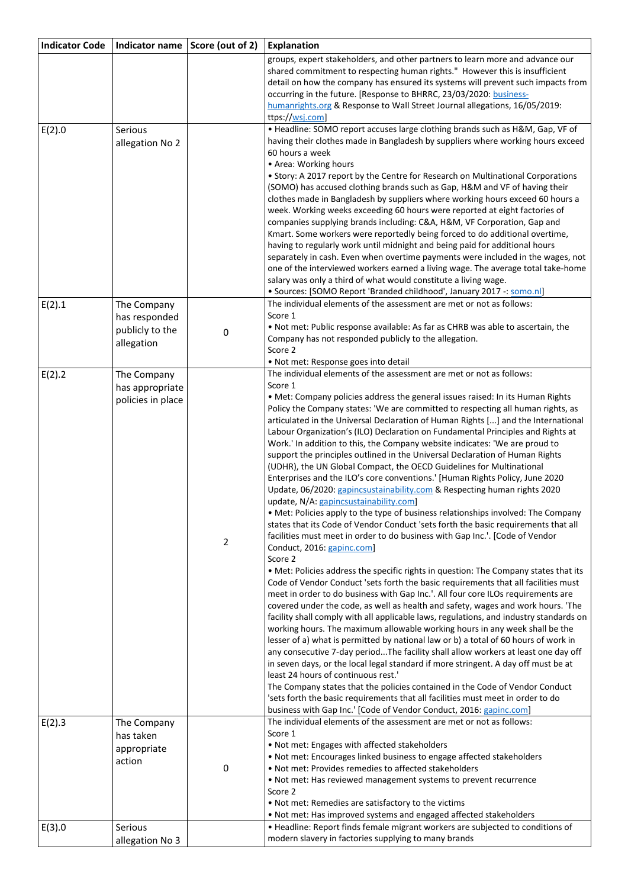| Indicator Code | Indicator name | Score (out of 2) | Explanation |
|---|---|---|---|
| | | | groups, expert stakeholders, and other partners to learn more and advance our shared commitment to respecting human rights." However this is insufficient detail on how the company has ensured its systems will prevent such impacts from occurring in the future. [Response to BHRRC, 23/03/2020: business-humanrights.org & Response to Wall Street Journal allegations, 16/05/2019: ttps://wsj.com] |
| E(2).0 | Serious allegation No 2 | | • Headline: SOMO report accuses large clothing brands such as H&M, Gap, VF of having their clothes made in Bangladesh by suppliers where working hours exceed 60 hours a week<br>• Area: Working hours<br>• Story: A 2017 report by the Centre for Research on Multinational Corporations (SOMO) has accused clothing brands such as Gap, H&M and VF of having their clothes made in Bangladesh by suppliers where working hours exceed 60 hours a week. Working weeks exceeding 60 hours were reported at eight factories of companies supplying brands including: C&A, H&M, VF Corporation, Gap and Kmart. Some workers were reportedly being forced to do additional overtime, having to regularly work until midnight and being paid for additional hours separately in cash. Even when overtime payments were included in the wages, not one of the interviewed workers earned a living wage. The average total take-home salary was only a third of what would constitute a living wage.<br>• Sources: [SOMO Report 'Branded childhood', January 2017 -: somo.nl] |
| E(2).1 | The Company has responded publicly to the allegation | 0 | The individual elements of the assessment are met or not as follows:<br>Score 1<br>• Not met: Public response available: As far as CHRB was able to ascertain, the Company has not responded publicly to the allegation.<br>Score 2<br>• Not met: Response goes into detail |
| E(2).2 | The Company has appropriate policies in place | 2 | The individual elements of the assessment are met or not as follows:<br>Score 1<br>• Met: Company policies address the general issues raised: In its Human Rights Policy the Company states: 'We are committed to respecting all human rights, as articulated in the Universal Declaration of Human Rights [...] and the International Labour Organization's (ILO) Declaration on Fundamental Principles and Rights at Work.' In addition to this, the Company website indicates: 'We are proud to support the principles outlined in the Universal Declaration of Human Rights (UDHR), the UN Global Compact, the OECD Guidelines for Multinational Enterprises and the ILO's core conventions.' [Human Rights Policy, June 2020 Update, 06/2020: gapincsustainability.com & Respecting human rights 2020 update, N/A: gapincsustainability.com]<br>• Met: Policies apply to the type of business relationships involved: The Company states that its Code of Vendor Conduct 'sets forth the basic requirements that all facilities must meet in order to do business with Gap Inc.'. [Code of Vendor Conduct, 2016: gapinc.com]<br>Score 2<br>• Met: Policies address the specific rights in question: The Company states that its Code of Vendor Conduct 'sets forth the basic requirements that all facilities must meet in order to do business with Gap Inc.'. All four core ILOs requirements are covered under the code, as well as health and safety, wages and work hours. 'The facility shall comply with all applicable laws, regulations, and industry standards on working hours. The maximum allowable working hours in any week shall be the lesser of a) what is permitted by national law or b) a total of 60 hours of work in any consecutive 7-day period...The facility shall allow workers at least one day off in seven days, or the local legal standard if more stringent. A day off must be at least 24 hours of continuous rest.'<br>The Company states that the policies contained in the Code of Vendor Conduct 'sets forth the basic requirements that all facilities must meet in order to do business with Gap Inc.' [Code of Vendor Conduct, 2016: gapinc.com] |
| E(2).3 | The Company has taken appropriate action | 0 | The individual elements of the assessment are met or not as follows:<br>Score 1<br>• Not met: Engages with affected stakeholders<br>• Not met: Encourages linked business to engage affected stakeholders<br>• Not met: Provides remedies to affected stakeholders<br>• Not met: Has reviewed management systems to prevent recurrence<br>Score 2<br>• Not met: Remedies are satisfactory to the victims<br>• Not met: Has improved systems and engaged affected stakeholders |
| E(3).0 | Serious allegation No 3 | | • Headline: Report finds female migrant workers are subjected to conditions of modern slavery in factories supplying to many brands |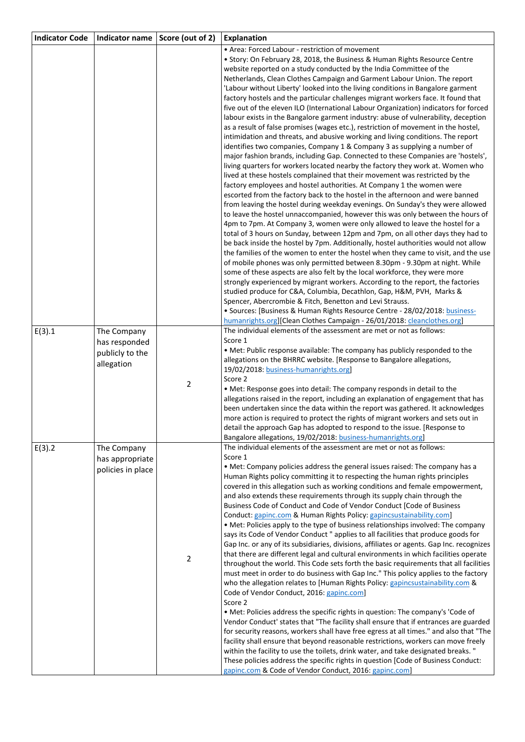| Indicator Code | Indicator name | Score (out of 2) | Explanation |
|---|---|---|---|
| | | | • Area: Forced Labour - restriction of movement<br>• Story: On February 28, 2018, the Business & Human Rights Resource Centre website reported on a study conducted by the India Committee of the Netherlands, Clean Clothes Campaign and Garment Labour Union. The report 'Labour without Liberty' looked into the living conditions in Bangalore garment factory hostels and the particular challenges migrant workers face. It found that five out of the eleven ILO (International Labour Organization) indicators for forced labour exists in the Bangalore garment industry: abuse of vulnerability, deception as a result of false promises (wages etc.), restriction of movement in the hostel, intimidation and threats, and abusive working and living conditions. The report identifies two companies, Company 1 & Company 3 as supplying a number of major fashion brands, including Gap. Connected to these Companies are 'hostels', living quarters for workers located nearby the factory they work at. Women who lived at these hostels complained that their movement was restricted by the factory employees and hostel authorities. At Company 1 the women were escorted from the factory back to the hostel in the afternoon and were banned from leaving the hostel during weekday evenings. On Sunday's they were allowed to leave the hostel unaccompanied, however this was only between the hours of 4pm to 7pm. At Company 3, women were only allowed to leave the hostel for a total of 3 hours on Sunday, between 12pm and 7pm, on all other days they had to be back inside the hostel by 7pm. Additionally, hostel authorities would not allow the families of the women to enter the hostel when they came to visit, and the use of mobile phones was only permitted between 8.30pm - 9.30pm at night. While some of these aspects are also felt by the local workforce, they were more strongly experienced by migrant workers. According to the report, the factories studied produce for C&A, Columbia, Decathlon, Gap, H&M, PVH, Marks & Spencer, Abercrombie & Fitch, Benetton and Levi Strauss.<br>• Sources: [Business & Human Rights Resource Centre - 28/02/2018: business-humanrights.org][Clean Clothes Campaign - 26/01/2018: cleanclothes.org] |
| E(3).1 | The Company has responded publicly to the allegation | 2 | The individual elements of the assessment are met or not as follows:<br>Score 1<br>• Met: Public response available: The company has publicly responded to the allegations on the BHRRC website. [Response to Bangalore allegations, 19/02/2018: business-humanrights.org]<br>Score 2<br>• Met: Response goes into detail: The company responds in detail to the allegations raised in the report, including an explanation of engagement that has been undertaken since the data within the report was gathered. It acknowledges more action is required to protect the rights of migrant workers and sets out in detail the approach Gap has adopted to respond to the issue. [Response to Bangalore allegations, 19/02/2018: business-humanrights.org] |
| E(3).2 | The Company has appropriate policies in place | 2 | The individual elements of the assessment are met or not as follows:<br>Score 1<br>• Met: Company policies address the general issues raised: The company has a Human Rights policy committing it to respecting the human rights principles covered in this allegation such as working conditions and female empowerment, and also extends these requirements through its supply chain through the Business Code of Conduct and Code of Vendor Conduct [Code of Business Conduct: gapinc.com & Human Rights Policy: gapincsustainability.com]<br>• Met: Policies apply to the type of business relationships involved: The company says its Code of Vendor Conduct " applies to all facilities that produce goods for Gap Inc. or any of its subsidiaries, divisions, affiliates or agents. Gap Inc. recognizes that there are different legal and cultural environments in which facilities operate throughout the world. This Code sets forth the basic requirements that all facilities must meet in order to do business with Gap Inc." This policy applies to the factory who the allegation relates to [Human Rights Policy: gapincsustainability.com & Code of Vendor Conduct, 2016: gapinc.com]<br>Score 2<br>• Met: Policies address the specific rights in question: The company's 'Code of Vendor Conduct' states that "The facility shall ensure that if entrances are guarded for security reasons, workers shall have free egress at all times." and also that "The facility shall ensure that beyond reasonable restrictions, workers can move freely within the facility to use the toilets, drink water, and take designated breaks. " These policies address the specific rights in question [Code of Business Conduct: gapinc.com & Code of Vendor Conduct, 2016: gapinc.com] |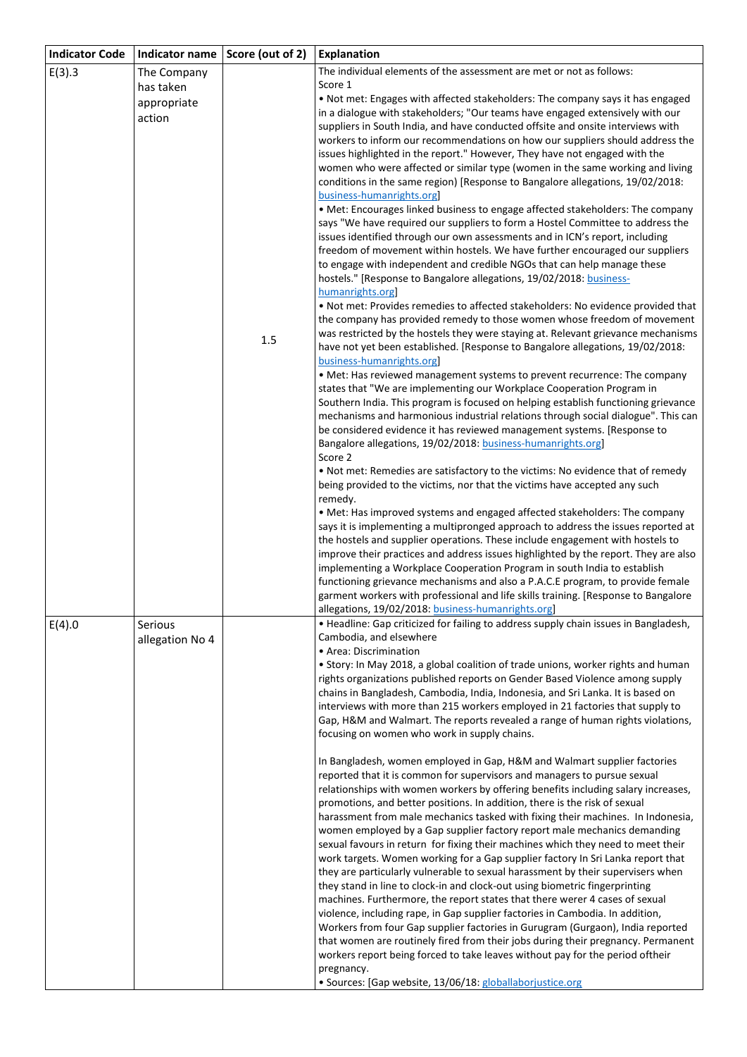| Indicator Code | Indicator name | Score (out of 2) | Explanation |
|---|---|---|---|
| E(3).3 | The Company has taken appropriate action | 1.5 | The individual elements of the assessment are met or not as follows:<br>Score 1<br>• Not met: Engages with affected stakeholders: The company says it has engaged in a dialogue with stakeholders; "Our teams have engaged extensively with our suppliers in South India, and have conducted offsite and onsite interviews with workers to inform our recommendations on how our suppliers should address the issues highlighted in the report." However, They have not engaged with the women who were affected or similar type (women in the same working and living conditions in the same region) [Response to Bangalore allegations, 19/02/2018: business-humanrights.org]<br>• Met: Encourages linked business to engage affected stakeholders: The company says "We have required our suppliers to form a Hostel Committee to address the issues identified through our own assessments and in ICN's report, including freedom of movement within hostels. We have further encouraged our suppliers to engage with independent and credible NGOs that can help manage these hostels." [Response to Bangalore allegations, 19/02/2018: business-humanrights.org]<br>• Not met: Provides remedies to affected stakeholders: No evidence provided that the company has provided remedy to those women whose freedom of movement was restricted by the hostels they were staying at. Relevant grievance mechanisms have not yet been established. [Response to Bangalore allegations, 19/02/2018: business-humanrights.org]<br>• Met: Has reviewed management systems to prevent recurrence: The company states that "We are implementing our Workplace Cooperation Program in Southern India. This program is focused on helping establish functioning grievance mechanisms and harmonious industrial relations through social dialogue". This can be considered evidence it has reviewed management systems. [Response to Bangalore allegations, 19/02/2018: business-humanrights.org]<br>Score 2<br>• Not met: Remedies are satisfactory to the victims: No evidence that of remedy being provided to the victims, nor that the victims have accepted any such remedy.<br>• Met: Has improved systems and engaged affected stakeholders: The company says it is implementing a multipronged approach to address the issues reported at the hostels and supplier operations. These include engagement with hostels to improve their practices and address issues highlighted by the report. They are also implementing a Workplace Cooperation Program in south India to establish functioning grievance mechanisms and also a P.A.C.E program, to provide female garment workers with professional and life skills training. [Response to Bangalore allegations, 19/02/2018: business-humanrights.org] |
| E(4).0 | Serious allegation No 4 | | • Headline: Gap criticized for failing to address supply chain issues in Bangladesh, Cambodia, and elsewhere<br>• Area: Discrimination<br>• Story: In May 2018, a global coalition of trade unions, worker rights and human rights organizations published reports on Gender Based Violence among supply chains in Bangladesh, Cambodia, India, Indonesia, and Sri Lanka. It is based on interviews with more than 215 workers employed in 21 factories that supply to Gap, H&M and Walmart. The reports revealed a range of human rights violations, focusing on women who work in supply chains.<br><br>In Bangladesh, women employed in Gap, H&M and Walmart supplier factories reported that it is common for supervisors and managers to pursue sexual relationships with women workers by offering benefits including salary increases, promotions, and better positions. In addition, there is the risk of sexual harassment from male mechanics tasked with fixing their machines. In Indonesia, women employed by a Gap supplier factory report male mechanics demanding sexual favours in return for fixing their machines which they need to meet their work targets. Women working for a Gap supplier factory In Sri Lanka report that they are particularly vulnerable to sexual harassment by their supervisers when they stand in line to clock-in and clock-out using biometric fingerprinting machines. Furthermore, the report states that there werer 4 cases of sexual violence, including rape, in Gap supplier factories in Cambodia. In addition, Workers from four Gap supplier factories in Gurugram (Gurgaon), India reported that women are routinely fired from their jobs during their pregnancy. Permanent workers report being forced to take leaves without pay for the period oftheir pregnancy.<br>• Sources: [Gap website, 13/06/18: globallaborjustice.org |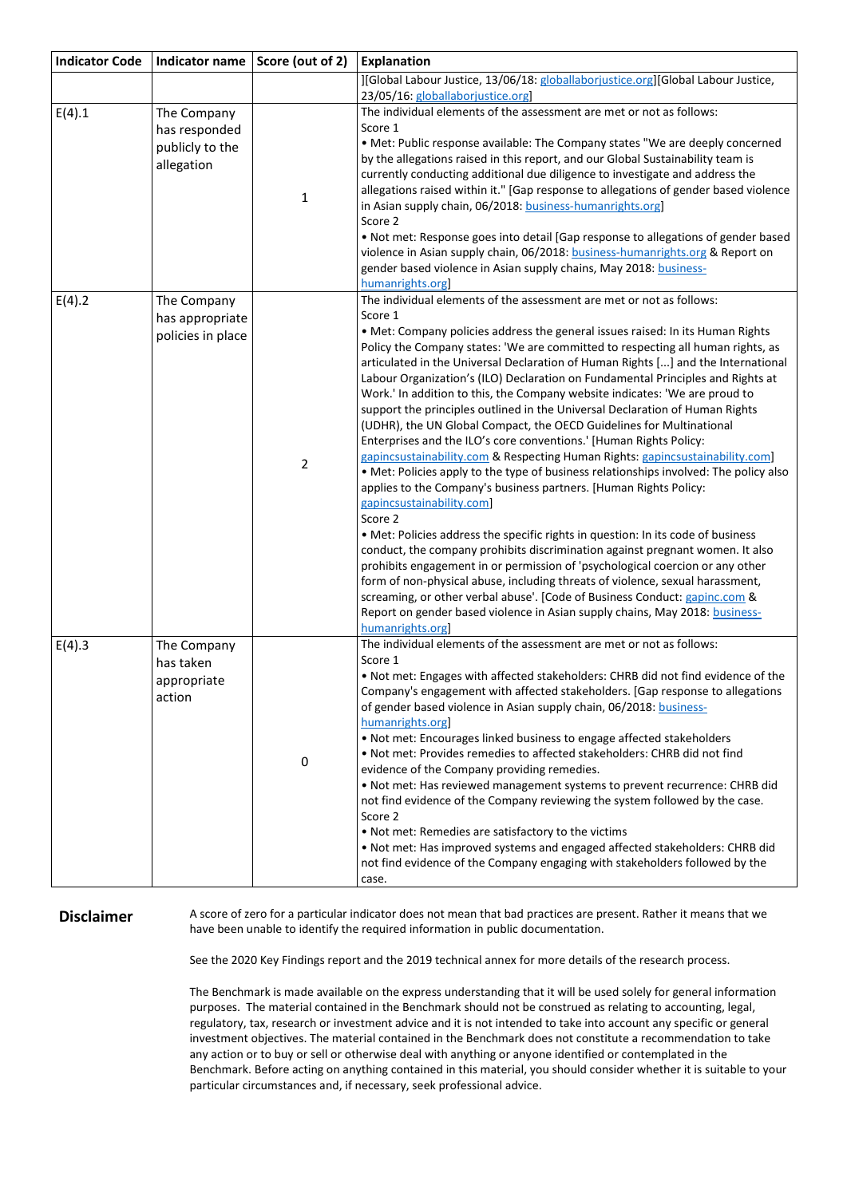| Indicator Code | Indicator name | Score (out of 2) | Explanation |
| --- | --- | --- | --- |
| | | | ][Global Labour Justice, 13/06/18: globallaborjustice.org][Global Labour Justice, 23/05/16: globallaborjustice.org] |
| E(4).1 | The Company has responded publicly to the allegation | 1 | The individual elements of the assessment are met or not as follows:<br>Score 1<br>• Met: Public response available: The Company states "We are deeply concerned by the allegations raised in this report, and our Global Sustainability team is currently conducting additional due diligence to investigate and address the allegations raised within it." [Gap response to allegations of gender based violence in Asian supply chain, 06/2018: business-humanrights.org]<br>Score 2<br>• Not met: Response goes into detail [Gap response to allegations of gender based violence in Asian supply chain, 06/2018: business-humanrights.org & Report on gender based violence in Asian supply chains, May 2018: business-humanrights.org] |
| E(4).2 | The Company has appropriate policies in place | 2 | The individual elements of the assessment are met or not as follows:<br>Score 1<br>• Met: Company policies address the general issues raised: In its Human Rights Policy the Company states: 'We are committed to respecting all human rights, as articulated in the Universal Declaration of Human Rights [...] and the International Labour Organization's (ILO) Declaration on Fundamental Principles and Rights at Work.' In addition to this, the Company website indicates: 'We are proud to support the principles outlined in the Universal Declaration of Human Rights (UDHR), the UN Global Compact, the OECD Guidelines for Multinational Enterprises and the ILO's core conventions.' [Human Rights Policy: gapincsustainability.com & Respecting Human Rights: gapincsustainability.com]<br>• Met: Policies apply to the type of business relationships involved: The policy also applies to the Company's business partners. [Human Rights Policy: gapincsustainability.com]<br>Score 2<br>• Met: Policies address the specific rights in question: In its code of business conduct, the company prohibits discrimination against pregnant women. It also prohibits engagement in or permission of 'psychological coercion or any other form of non-physical abuse, including threats of violence, sexual harassment, screaming, or other verbal abuse'. [Code of Business Conduct: gapinc.com & Report on gender based violence in Asian supply chains, May 2018: business-humanrights.org] |
| E(4).3 | The Company has taken appropriate action | 0 | The individual elements of the assessment are met or not as follows:<br>Score 1<br>• Not met: Engages with affected stakeholders: CHRB did not find evidence of the Company's engagement with affected stakeholders. [Gap response to allegations of gender based violence in Asian supply chain, 06/2018: business-humanrights.org]<br>• Not met: Encourages linked business to engage affected stakeholders<br>• Not met: Provides remedies to affected stakeholders: CHRB did not find evidence of the Company providing remedies.<br>• Not met: Has reviewed management systems to prevent recurrence: CHRB did not find evidence of the Company reviewing the system followed by the case.<br>Score 2<br>• Not met: Remedies are satisfactory to the victims<br>• Not met: Has improved systems and engaged affected stakeholders: CHRB did not find evidence of the Company engaging with stakeholders followed by the case. |

## Disclaimer

A score of zero for a particular indicator does not mean that bad practices are present. Rather it means that we have been unable to identify the required information in public documentation.

See the 2020 Key Findings report and the 2019 technical annex for more details of the research process.

The Benchmark is made available on the express understanding that it will be used solely for general information purposes. The material contained in the Benchmark should not be construed as relating to accounting, legal, regulatory, tax, research or investment advice and it is not intended to take into account any specific or general investment objectives. The material contained in the Benchmark does not constitute a recommendation to take any action or to buy or sell or otherwise deal with anything or anyone identified or contemplated in the Benchmark. Before acting on anything contained in this material, you should consider whether it is suitable to your particular circumstances and, if necessary, seek professional advice.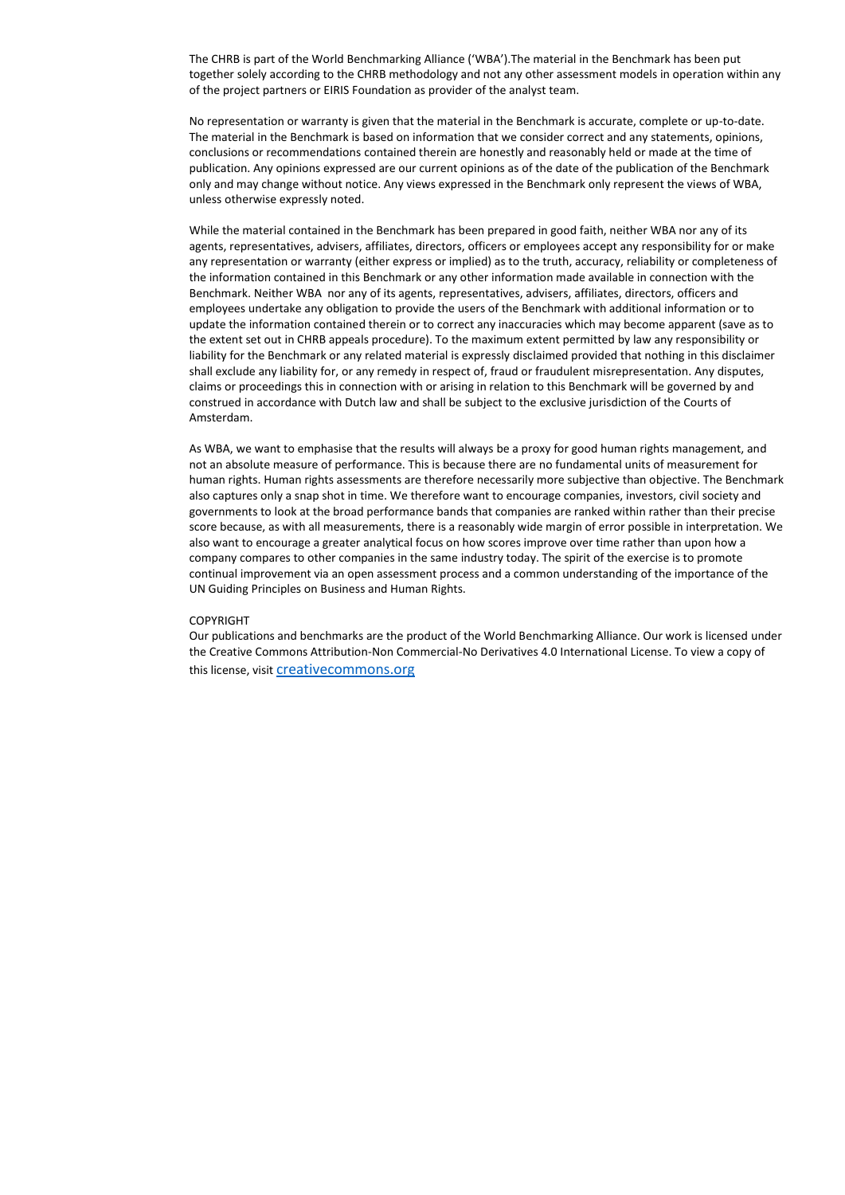The CHRB is part of the World Benchmarking Alliance ('WBA').The material in the Benchmark has been put together solely according to the CHRB methodology and not any other assessment models in operation within any of the project partners or EIRIS Foundation as provider of the analyst team.

No representation or warranty is given that the material in the Benchmark is accurate, complete or up-to-date. The material in the Benchmark is based on information that we consider correct and any statements, opinions, conclusions or recommendations contained therein are honestly and reasonably held or made at the time of publication. Any opinions expressed are our current opinions as of the date of the publication of the Benchmark only and may change without notice. Any views expressed in the Benchmark only represent the views of WBA, unless otherwise expressly noted.

While the material contained in the Benchmark has been prepared in good faith, neither WBA nor any of its agents, representatives, advisers, affiliates, directors, officers or employees accept any responsibility for or make any representation or warranty (either express or implied) as to the truth, accuracy, reliability or completeness of the information contained in this Benchmark or any other information made available in connection with the Benchmark. Neither WBA nor any of its agents, representatives, advisers, affiliates, directors, officers and employees undertake any obligation to provide the users of the Benchmark with additional information or to update the information contained therein or to correct any inaccuracies which may become apparent (save as to the extent set out in CHRB appeals procedure). To the maximum extent permitted by law any responsibility or liability for the Benchmark or any related material is expressly disclaimed provided that nothing in this disclaimer shall exclude any liability for, or any remedy in respect of, fraud or fraudulent misrepresentation. Any disputes, claims or proceedings this in connection with or arising in relation to this Benchmark will be governed by and construed in accordance with Dutch law and shall be subject to the exclusive jurisdiction of the Courts of Amsterdam.

As WBA, we want to emphasise that the results will always be a proxy for good human rights management, and not an absolute measure of performance. This is because there are no fundamental units of measurement for human rights. Human rights assessments are therefore necessarily more subjective than objective. The Benchmark also captures only a snap shot in time. We therefore want to encourage companies, investors, civil society and governments to look at the broad performance bands that companies are ranked within rather than their precise score because, as with all measurements, there is a reasonably wide margin of error possible in interpretation. We also want to encourage a greater analytical focus on how scores improve over time rather than upon how a company compares to other companies in the same industry today. The spirit of the exercise is to promote continual improvement via an open assessment process and a common understanding of the importance of the UN Guiding Principles on Business and Human Rights.

COPYRIGHT

Our publications and benchmarks are the product of the World Benchmarking Alliance. Our work is licensed under the Creative Commons Attribution-Non Commercial-No Derivatives 4.0 International License. To view a copy of this license, visit creativecommons.org